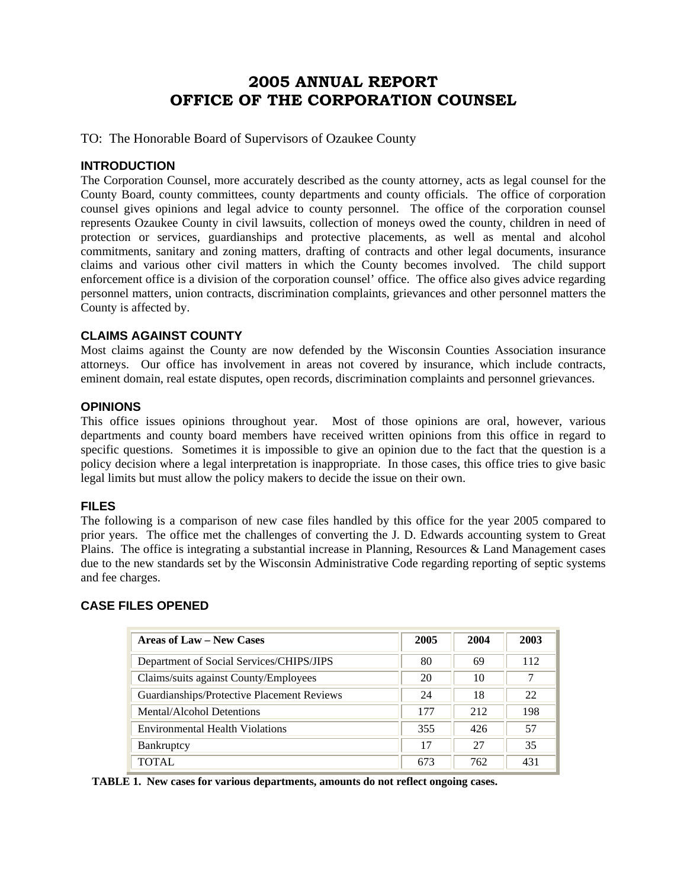# 2005 ANNUAL REPORT
# OFFICE OF THE CORPORATION COUNSEL

TO: The Honorable Board of Supervisors of Ozaukee County

## INTRODUCTION

The Corporation Counsel, more accurately described as the county attorney, acts as legal counsel for the County Board, county committees, county departments and county officials. The office of corporation counsel gives opinions and legal advice to county personnel. The office of the corporation counsel represents Ozaukee County in civil lawsuits, collection of moneys owed the county, children in need of protection or services, guardianships and protective placements, as well as mental and alcohol commitments, sanitary and zoning matters, drafting of contracts and other legal documents, insurance claims and various other civil matters in which the County becomes involved. The child support enforcement office is a division of the corporation counsel' office. The office also gives advice regarding personnel matters, union contracts, discrimination complaints, grievances and other personnel matters the County is affected by.

## CLAIMS AGAINST COUNTY

Most claims against the County are now defended by the Wisconsin Counties Association insurance attorneys. Our office has involvement in areas not covered by insurance, which include contracts, eminent domain, real estate disputes, open records, discrimination complaints and personnel grievances.

## OPINIONS

This office issues opinions throughout year. Most of those opinions are oral, however, various departments and county board members have received written opinions from this office in regard to specific questions. Sometimes it is impossible to give an opinion due to the fact that the question is a policy decision where a legal interpretation is inappropriate. In those cases, this office tries to give basic legal limits but must allow the policy makers to decide the issue on their own.

## FILES

The following is a comparison of new case files handled by this office for the year 2005 compared to prior years. The office met the challenges of converting the J. D. Edwards accounting system to Great Plains. The office is integrating a substantial increase in Planning, Resources & Land Management cases due to the new standards set by the Wisconsin Administrative Code regarding reporting of septic systems and fee charges.

## CASE FILES OPENED

| Areas of Law – New Cases | 2005 | 2004 | 2003 |
|---|---|---|---|
| Department of Social Services/CHIPS/JIPS | 80 | 69 | 112 |
| Claims/suits against County/Employees | 20 | 10 | 7 |
| Guardianships/Protective Placement Reviews | 24 | 18 | 22 |
| Mental/Alcohol Detentions | 177 | 212 | 198 |
| Environmental Health Violations | 355 | 426 | 57 |
| Bankruptcy | 17 | 27 | 35 |
| TOTAL | 673 | 762 | 431 |

**TABLE 1. New cases for various departments, amounts do not reflect ongoing cases.**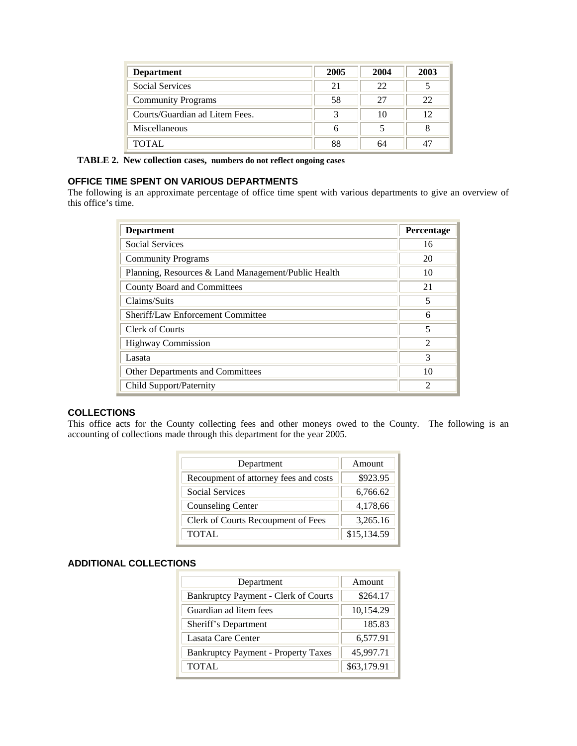| Department | 2005 | 2004 | 2003 |
| --- | --- | --- | --- |
| Social Services | 21 | 22 | 5 |
| Community Programs | 58 | 27 | 22 |
| Courts/Guardian ad Litem Fees. | 3 | 10 | 12 |
| Miscellaneous | 6 | 5 | 8 |
| TOTAL | 88 | 64 | 47 |

**TABLE 2. New collection cases, numbers do not reflect ongoing cases**

### OFFICE TIME SPENT ON VARIOUS DEPARTMENTS

The following is an approximate percentage of office time spent with various departments to give an overview of this office's time.

| Department | Percentage |
| --- | --- |
| Social Services | 16 |
| Community Programs | 20 |
| Planning, Resources & Land Management/Public Health | 10 |
| County Board and Committees | 21 |
| Claims/Suits | 5 |
| Sheriff/Law Enforcement Committee | 6 |
| Clerk of Courts | 5 |
| Highway Commission | 2 |
| Lasata | 3 |
| Other Departments and Committees | 10 |
| Child Support/Paternity | 2 |

### COLLECTIONS

This office acts for the County collecting fees and other moneys owed to the County. The following is an accounting of collections made through this department for the year 2005.

| Department | Amount |
| --- | --- |
| Recoupment of attorney fees and costs | $923.95 |
| Social Services | 6,766.62 |
| Counseling Center | 4,178,66 |
| Clerk of Courts Recoupment of Fees | 3,265.16 |
| TOTAL | $15,134.59 |

### ADDITIONAL COLLECTIONS

| Department | Amount |
| --- | --- |
| Bankruptcy Payment - Clerk of Courts | $264.17 |
| Guardian ad litem fees | 10,154.29 |
| Sheriff's Department | 185.83 |
| Lasata Care Center | 6,577.91 |
| Bankruptcy Payment - Property Taxes | 45,997.71 |
| TOTAL | $63,179.91 |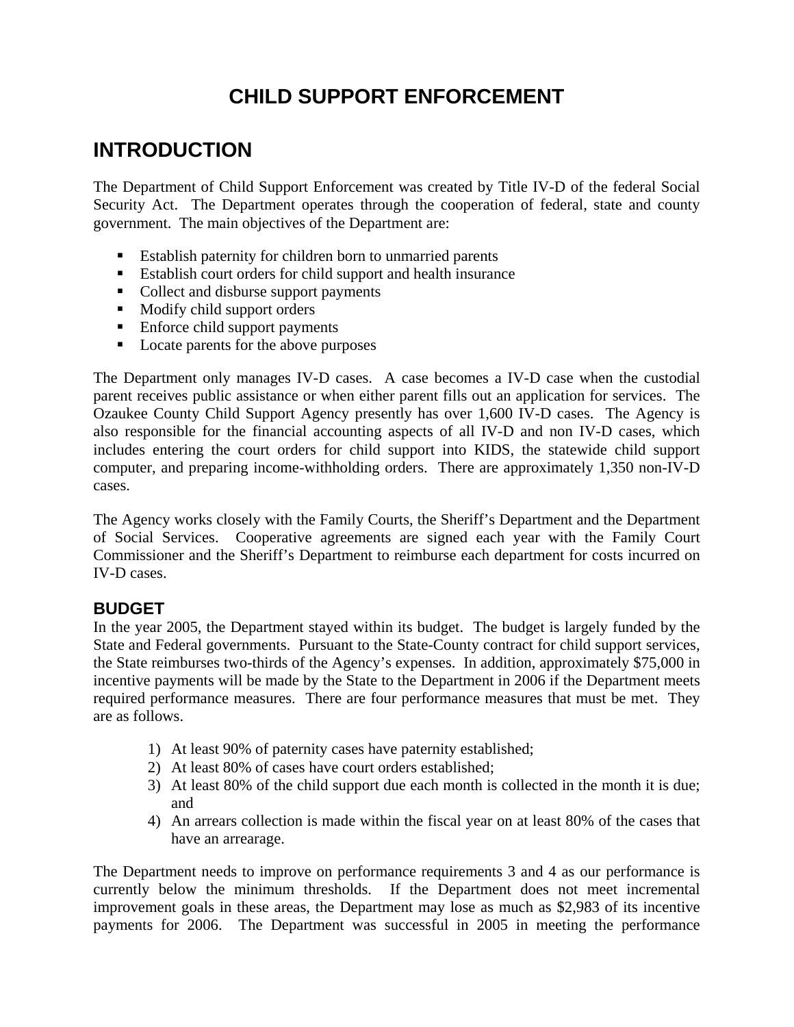# CHILD SUPPORT ENFORCEMENT

## INTRODUCTION

The Department of Child Support Enforcement was created by Title IV-D of the federal Social Security Act. The Department operates through the cooperation of federal, state and county government. The main objectives of the Department are:

- Establish paternity for children born to unmarried parents
- Establish court orders for child support and health insurance
- Collect and disburse support payments
- Modify child support orders
- Enforce child support payments
- Locate parents for the above purposes

The Department only manages IV-D cases. A case becomes a IV-D case when the custodial parent receives public assistance or when either parent fills out an application for services. The Ozaukee County Child Support Agency presently has over 1,600 IV-D cases. The Agency is also responsible for the financial accounting aspects of all IV-D and non IV-D cases, which includes entering the court orders for child support into KIDS, the statewide child support computer, and preparing income-withholding orders. There are approximately 1,350 non-IV-D cases.

The Agency works closely with the Family Courts, the Sheriff's Department and the Department of Social Services. Cooperative agreements are signed each year with the Family Court Commissioner and the Sheriff's Department to reimburse each department for costs incurred on IV-D cases.

### BUDGET

In the year 2005, the Department stayed within its budget. The budget is largely funded by the State and Federal governments. Pursuant to the State-County contract for child support services, the State reimburses two-thirds of the Agency's expenses. In addition, approximately $75,000 in incentive payments will be made by the State to the Department in 2006 if the Department meets required performance measures. There are four performance measures that must be met. They are as follows.

1) At least 90% of paternity cases have paternity established;
2) At least 80% of cases have court orders established;
3) At least 80% of the child support due each month is collected in the month it is due; and
4) An arrears collection is made within the fiscal year on at least 80% of the cases that have an arrearage.

The Department needs to improve on performance requirements 3 and 4 as our performance is currently below the minimum thresholds. If the Department does not meet incremental improvement goals in these areas, the Department may lose as much as $2,983 of its incentive payments for 2006. The Department was successful in 2005 in meeting the performance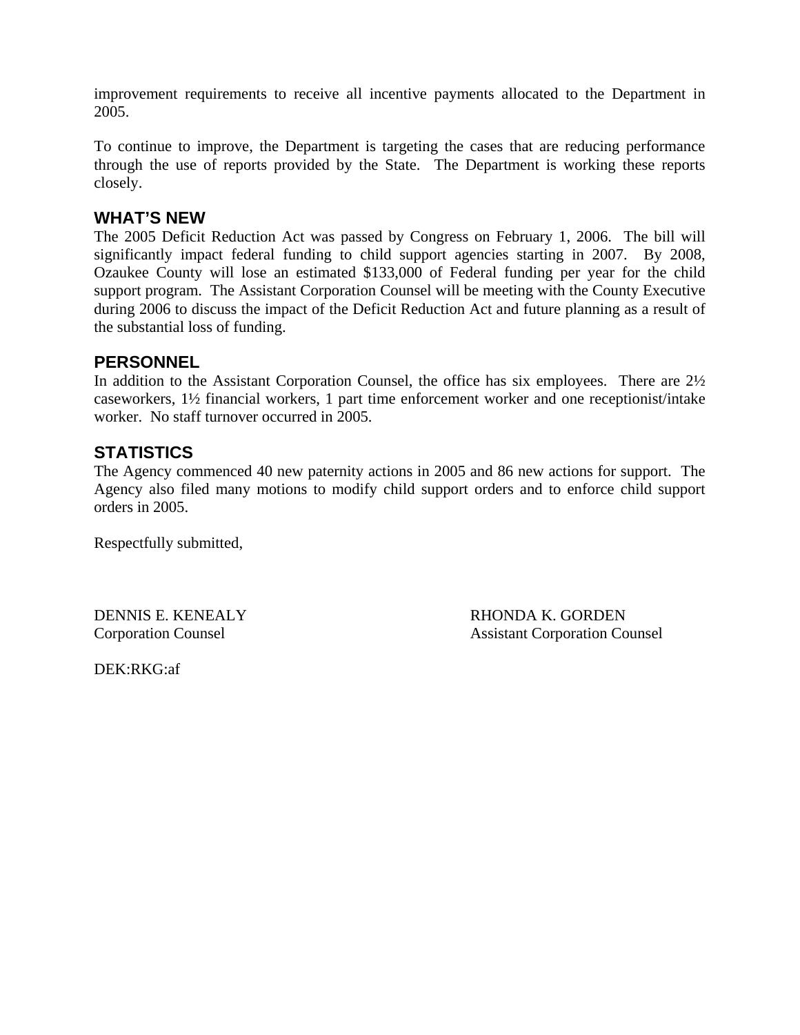improvement requirements to receive all incentive payments allocated to the Department in 2005.

To continue to improve, the Department is targeting the cases that are reducing performance through the use of reports provided by the State. The Department is working these reports closely.

## WHAT'S NEW

The 2005 Deficit Reduction Act was passed by Congress on February 1, 2006. The bill will significantly impact federal funding to child support agencies starting in 2007. By 2008, Ozaukee County will lose an estimated $133,000 of Federal funding per year for the child support program. The Assistant Corporation Counsel will be meeting with the County Executive during 2006 to discuss the impact of the Deficit Reduction Act and future planning as a result of the substantial loss of funding.

## PERSONNEL

In addition to the Assistant Corporation Counsel, the office has six employees. There are 2½ caseworkers, 1½ financial workers, 1 part time enforcement worker and one receptionist/intake worker. No staff turnover occurred in 2005.

## STATISTICS

The Agency commenced 40 new paternity actions in 2005 and 86 new actions for support. The Agency also filed many motions to modify child support orders and to enforce child support orders in 2005.

Respectfully submitted,

DENNIS E. KENEALY
Corporation Counsel

RHONDA K. GORDEN
Assistant Corporation Counsel

DEK:RKG:af